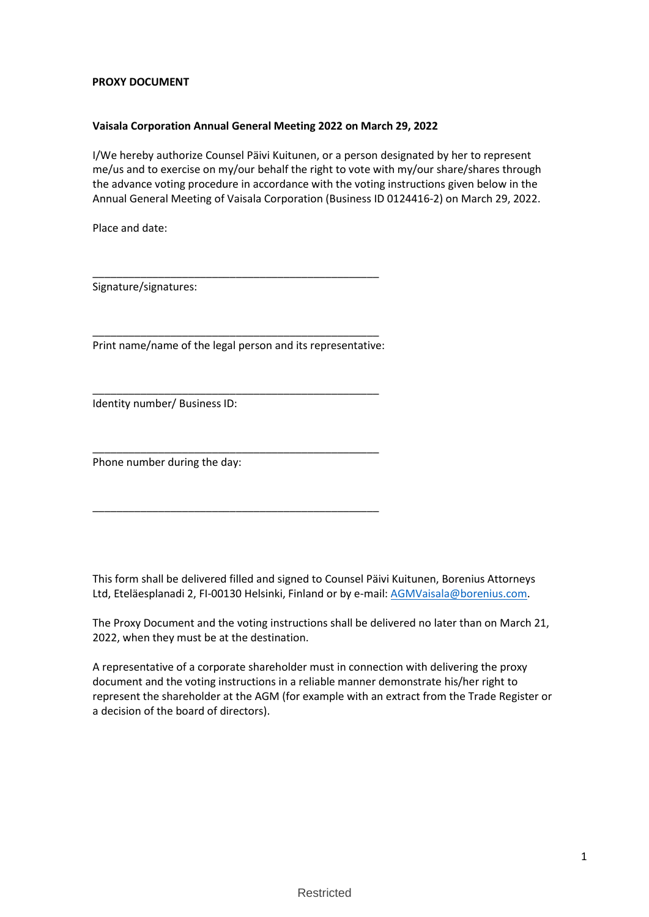**PROXY DOCUMENT**

**Vaisala Corporation Annual General Meeting 2022 on March 29, 2022**

I/We hereby authorize Counsel Päivi Kuitunen, or a person designated by her to represent me/us and to exercise on my/our behalf the right to vote with my/our share/shares through the advance voting procedure in accordance with the voting instructions given below in the Annual General Meeting of Vaisala Corporation (Business ID 0124416-2) on March 29, 2022.

Place and date:

_________________________________________________

Signature/signatures:

_________________________________________________

Print name/name of the legal person and its representative:

_________________________________________________

Identity number/ Business ID:

_________________________________________________

Phone number during the day:

_________________________________________________

This form shall be delivered filled and signed to Counsel Päivi Kuitunen, Borenius Attorneys Ltd, Eteläesplanadi 2, FI-00130 Helsinki, Finland or by e-mail: AGMVaisala@borenius.com.

The Proxy Document and the voting instructions shall be delivered no later than on March 21, 2022, when they must be at the destination.

A representative of a corporate shareholder must in connection with delivering the proxy document and the voting instructions in a reliable manner demonstrate his/her right to represent the shareholder at the AGM (for example with an extract from the Trade Register or a decision of the board of directors).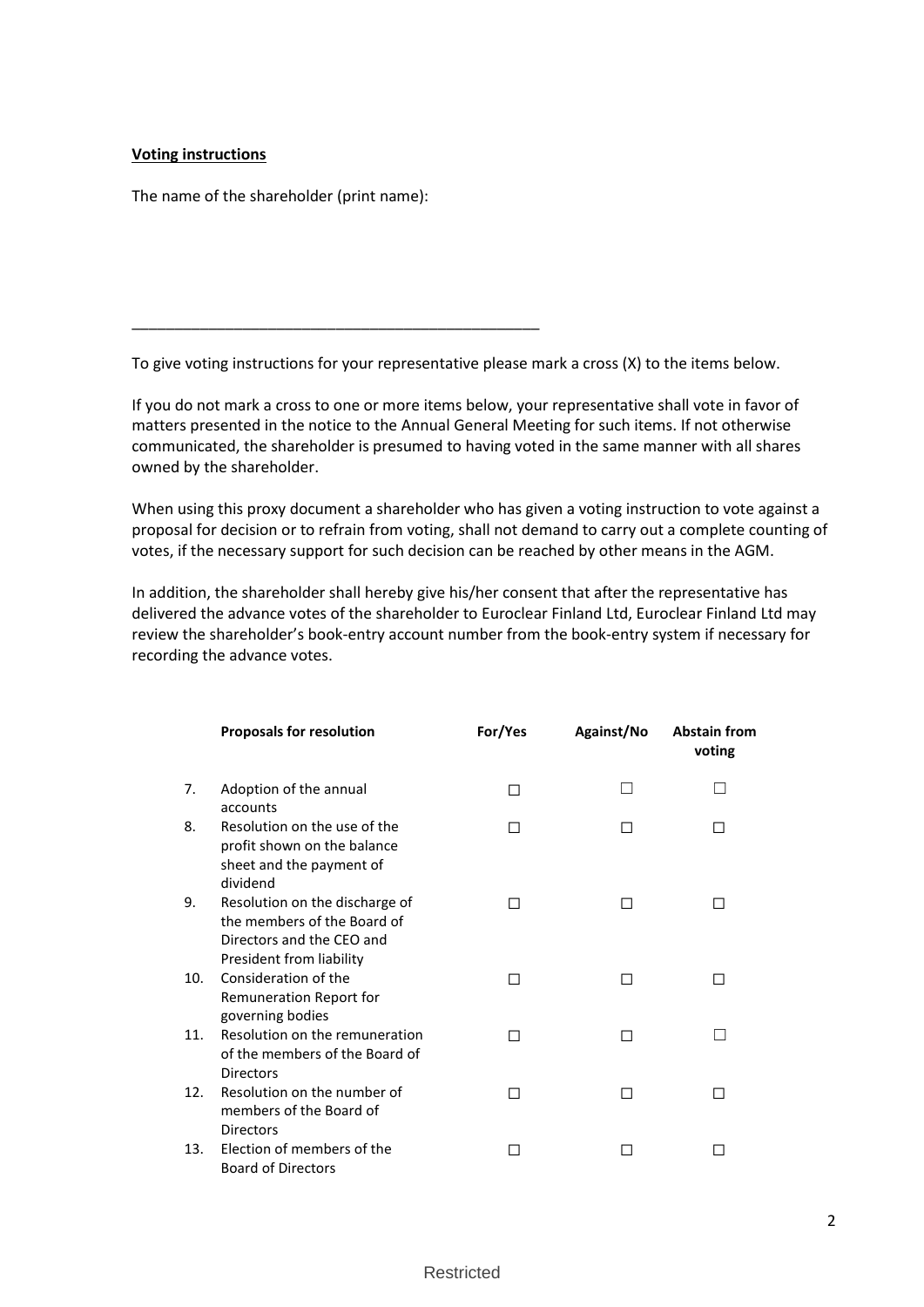**Voting instructions**

The name of the shareholder (print name):

\_\_\_\_\_\_\_\_\_\_\_\_\_\_\_\_\_\_\_\_\_\_\_\_\_\_\_\_\_\_\_\_\_\_\_\_\_\_\_\_\_\_\_\_\_\_

To give voting instructions for your representative please mark a cross (X) to the items below.

If you do not mark a cross to one or more items below, your representative shall vote in favor of matters presented in the notice to the Annual General Meeting for such items. If not otherwise communicated, the shareholder is presumed to having voted in the same manner with all shares owned by the shareholder.

When using this proxy document a shareholder who has given a voting instruction to vote against a proposal for decision or to refrain from voting, shall not demand to carry out a complete counting of votes, if the necessary support for such decision can be reached by other means in the AGM.

In addition, the shareholder shall hereby give his/her consent that after the representative has delivered the advance votes of the shareholder to Euroclear Finland Ltd, Euroclear Finland Ltd may review the shareholder's book-entry account number from the book-entry system if necessary for recording the advance votes.

| | Proposals for resolution | For/Yes | Against/No | Abstain from voting |
|---|---|---|---|---|
| 7. | Adoption of the annual accounts | ☐ | ☐ | ☐ |
| 8. | Resolution on the use of the profit shown on the balance sheet and the payment of dividend | ☐ | ☐ | ☐ |
| 9. | Resolution on the discharge of the members of the Board of Directors and the CEO and President from liability | ☐ | ☐ | ☐ |
| 10. | Consideration of the Remuneration Report for governing bodies | ☐ | ☐ | ☐ |
| 11. | Resolution on the remuneration of the members of the Board of Directors | ☐ | ☐ | ☐ |
| 12. | Resolution on the number of members of the Board of Directors | ☐ | ☐ | ☐ |
| 13. | Election of members of the Board of Directors | ☐ | ☐ | ☐ |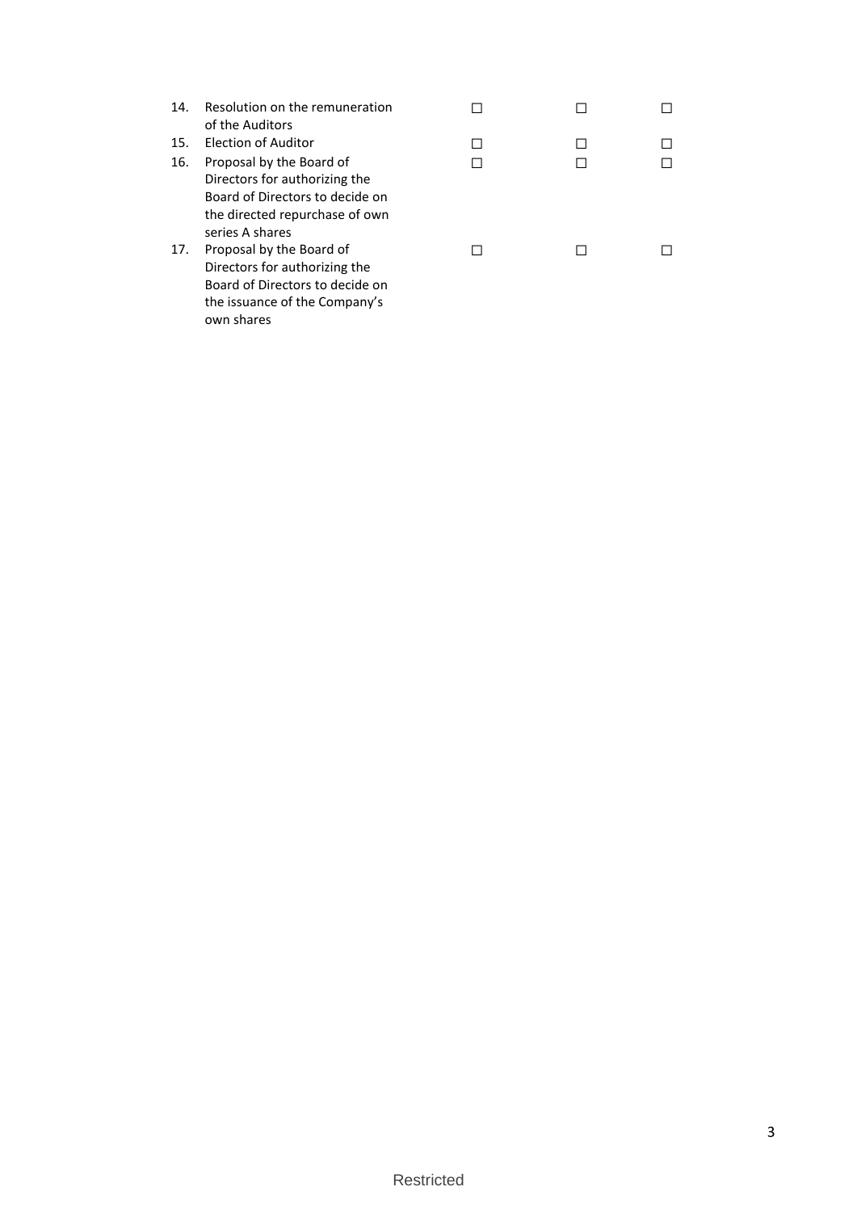| | | | | |
|---|---|---|---|---|
| 14. | Resolution on the remuneration of the Auditors | ☐ | ☐ | ☐ |
| 15. | Election of Auditor | ☐ | ☐ | ☐ |
| 16. | Proposal by the Board of Directors for authorizing the Board of Directors to decide on the directed repurchase of own series A shares | ☐ | ☐ | ☐ |
| 17. | Proposal by the Board of Directors for authorizing the Board of Directors to decide on the issuance of the Company's own shares | ☐ | ☐ | ☐ |

Restricted